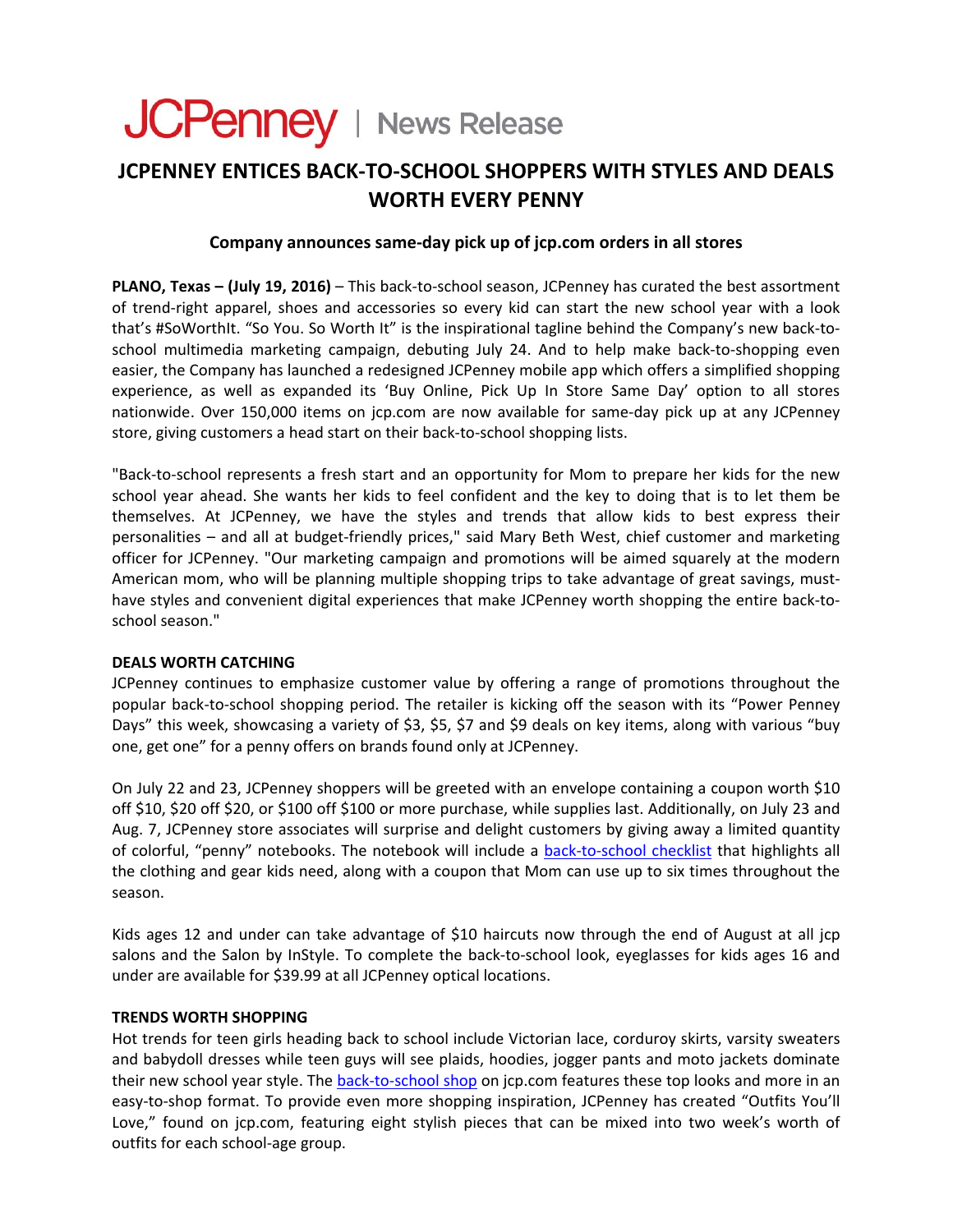JCPenney | News Release

# JCPENNEY ENTICES BACK-TO-SCHOOL SHOPPERS WITH STYLES AND DEALS WORTH EVERY PENNY

### Company announces same-day pick up of jcp.com orders in all stores

**PLANO, Texas – (July 19, 2016)** – This back-to-school season, JCPenney has curated the best assortment of trend-right apparel, shoes and accessories so every kid can start the new school year with a look that's #SoWorthIt. "So You. So Worth It" is the inspirational tagline behind the Company's new back-to-school multimedia marketing campaign, debuting July 24. And to help make back-to-shopping even easier, the Company has launched a redesigned JCPenney mobile app which offers a simplified shopping experience, as well as expanded its 'Buy Online, Pick Up In Store Same Day' option to all stores nationwide. Over 150,000 items on jcp.com are now available for same-day pick up at any JCPenney store, giving customers a head start on their back-to-school shopping lists.

"Back-to-school represents a fresh start and an opportunity for Mom to prepare her kids for the new school year ahead. She wants her kids to feel confident and the key to doing that is to let them be themselves. At JCPenney, we have the styles and trends that allow kids to best express their personalities – and all at budget-friendly prices," said Mary Beth West, chief customer and marketing officer for JCPenney. "Our marketing campaign and promotions will be aimed squarely at the modern American mom, who will be planning multiple shopping trips to take advantage of great savings, must-have styles and convenient digital experiences that make JCPenney worth shopping the entire back-to-school season."

**DEALS WORTH CATCHING**

JCPenney continues to emphasize customer value by offering a range of promotions throughout the popular back-to-school shopping period. The retailer is kicking off the season with its "Power Penney Days" this week, showcasing a variety of $3, $5, $7 and $9 deals on key items, along with various "buy one, get one" for a penny offers on brands found only at JCPenney.

On July 22 and 23, JCPenney shoppers will be greeted with an envelope containing a coupon worth $10 off $10, $20 off $20, or $100 off $100 or more purchase, while supplies last. Additionally, on July 23 and Aug. 7, JCPenney store associates will surprise and delight customers by giving away a limited quantity of colorful, "penny" notebooks. The notebook will include a back-to-school checklist that highlights all the clothing and gear kids need, along with a coupon that Mom can use up to six times throughout the season.

Kids ages 12 and under can take advantage of $10 haircuts now through the end of August at all jcp salons and the Salon by InStyle. To complete the back-to-school look, eyeglasses for kids ages 16 and under are available for $39.99 at all JCPenney optical locations.

**TRENDS WORTH SHOPPING**

Hot trends for teen girls heading back to school include Victorian lace, corduroy skirts, varsity sweaters and babydoll dresses while teen guys will see plaids, hoodies, jogger pants and moto jackets dominate their new school year style. The back-to-school shop on jcp.com features these top looks and more in an easy-to-shop format. To provide even more shopping inspiration, JCPenney has created "Outfits You'll Love," found on jcp.com, featuring eight stylish pieces that can be mixed into two week's worth of outfits for each school-age group.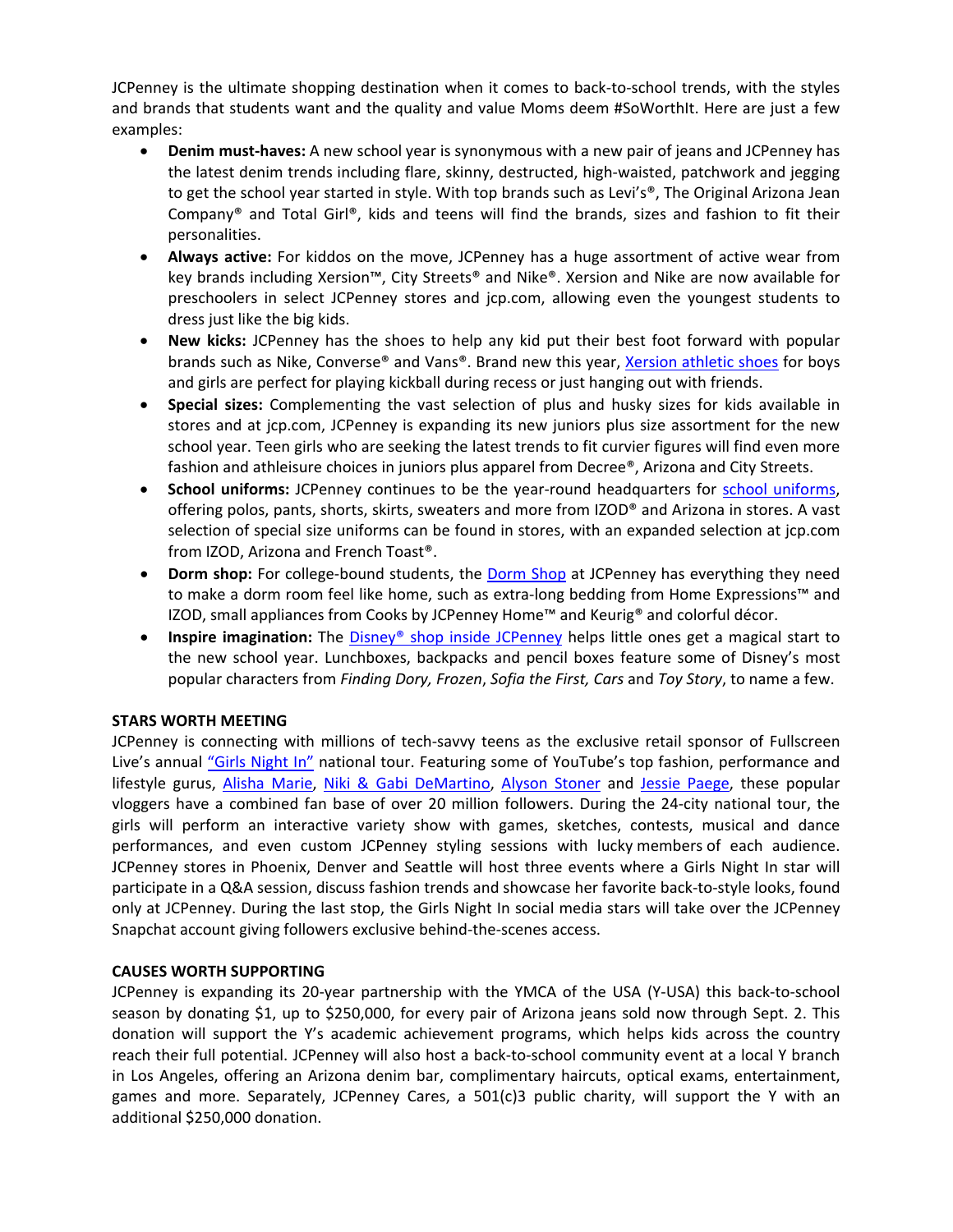JCPenney is the ultimate shopping destination when it comes to back-to-school trends, with the styles and brands that students want and the quality and value Moms deem #SoWorthIt. Here are just a few examples:

- **Denim must-haves:** A new school year is synonymous with a new pair of jeans and JCPenney has the latest denim trends including flare, skinny, destructed, high-waisted, patchwork and jegging to get the school year started in style. With top brands such as Levi's®, The Original Arizona Jean Company® and Total Girl®, kids and teens will find the brands, sizes and fashion to fit their personalities.
- **Always active:** For kiddos on the move, JCPenney has a huge assortment of active wear from key brands including Xersion™, City Streets® and Nike®. Xersion and Nike are now available for preschoolers in select JCPenney stores and jcp.com, allowing even the youngest students to dress just like the big kids.
- **New kicks:** JCPenney has the shoes to help any kid put their best foot forward with popular brands such as Nike, Converse® and Vans®. Brand new this year, Xersion athletic shoes for boys and girls are perfect for playing kickball during recess or just hanging out with friends.
- **Special sizes:** Complementing the vast selection of plus and husky sizes for kids available in stores and at jcp.com, JCPenney is expanding its new juniors plus size assortment for the new school year. Teen girls who are seeking the latest trends to fit curvier figures will find even more fashion and athleisure choices in juniors plus apparel from Decree®, Arizona and City Streets.
- **School uniforms:** JCPenney continues to be the year-round headquarters for school uniforms, offering polos, pants, shorts, skirts, sweaters and more from IZOD® and Arizona in stores. A vast selection of special size uniforms can be found in stores, with an expanded selection at jcp.com from IZOD, Arizona and French Toast®.
- **Dorm shop:** For college-bound students, the Dorm Shop at JCPenney has everything they need to make a dorm room feel like home, such as extra-long bedding from Home Expressions™ and IZOD, small appliances from Cooks by JCPenney Home™ and Keurig® and colorful décor.
- **Inspire imagination:** The Disney® shop inside JCPenney helps little ones get a magical start to the new school year. Lunchboxes, backpacks and pencil boxes feature some of Disney's most popular characters from *Finding Dory, Frozen*, *Sofia the First, Cars* and *Toy Story*, to name a few.

**STARS WORTH MEETING**

JCPenney is connecting with millions of tech-savvy teens as the exclusive retail sponsor of Fullscreen Live's annual "Girls Night In" national tour. Featuring some of YouTube's top fashion, performance and lifestyle gurus, Alisha Marie, Niki & Gabi DeMartino, Alyson Stoner and Jessie Paege, these popular vloggers have a combined fan base of over 20 million followers. During the 24-city national tour, the girls will perform an interactive variety show with games, sketches, contests, musical and dance performances, and even custom JCPenney styling sessions with lucky members of each audience. JCPenney stores in Phoenix, Denver and Seattle will host three events where a Girls Night In star will participate in a Q&A session, discuss fashion trends and showcase her favorite back-to-style looks, found only at JCPenney. During the last stop, the Girls Night In social media stars will take over the JCPenney Snapchat account giving followers exclusive behind-the-scenes access.

**CAUSES WORTH SUPPORTING**

JCPenney is expanding its 20-year partnership with the YMCA of the USA (Y-USA) this back-to-school season by donating $1, up to $250,000, for every pair of Arizona jeans sold now through Sept. 2. This donation will support the Y's academic achievement programs, which helps kids across the country reach their full potential. JCPenney will also host a back-to-school community event at a local Y branch in Los Angeles, offering an Arizona denim bar, complimentary haircuts, optical exams, entertainment, games and more. Separately, JCPenney Cares, a 501(c)3 public charity, will support the Y with an additional $250,000 donation.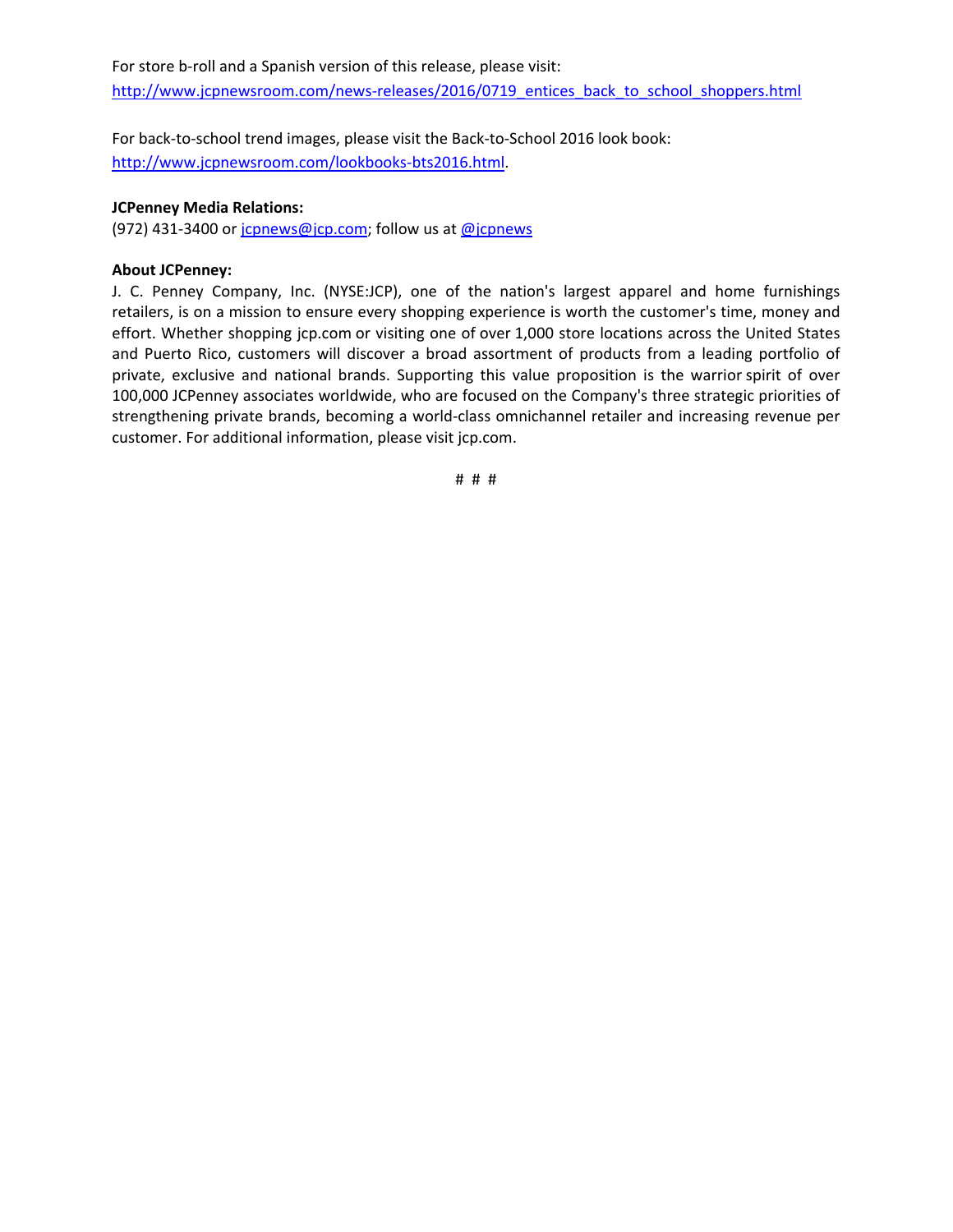For store b-roll and a Spanish version of this release, please visit:
http://www.jcpnewsroom.com/news-releases/2016/0719_entices_back_to_school_shoppers.html

For back-to-school trend images, please visit the Back-to-School 2016 look book:
http://www.jcpnewsroom.com/lookbooks-bts2016.html.

**JCPenney Media Relations:**
(972) 431-3400 or jcpnews@jcp.com; follow us at @jcpnews

**About JCPenney:**
J. C. Penney Company, Inc. (NYSE:JCP), one of the nation's largest apparel and home furnishings retailers, is on a mission to ensure every shopping experience is worth the customer's time, money and effort. Whether shopping jcp.com or visiting one of over 1,000 store locations across the United States and Puerto Rico, customers will discover a broad assortment of products from a leading portfolio of private, exclusive and national brands. Supporting this value proposition is the warrior spirit of over 100,000 JCPenney associates worldwide, who are focused on the Company's three strategic priorities of strengthening private brands, becoming a world-class omnichannel retailer and increasing revenue per customer. For additional information, please visit jcp.com.

# # #